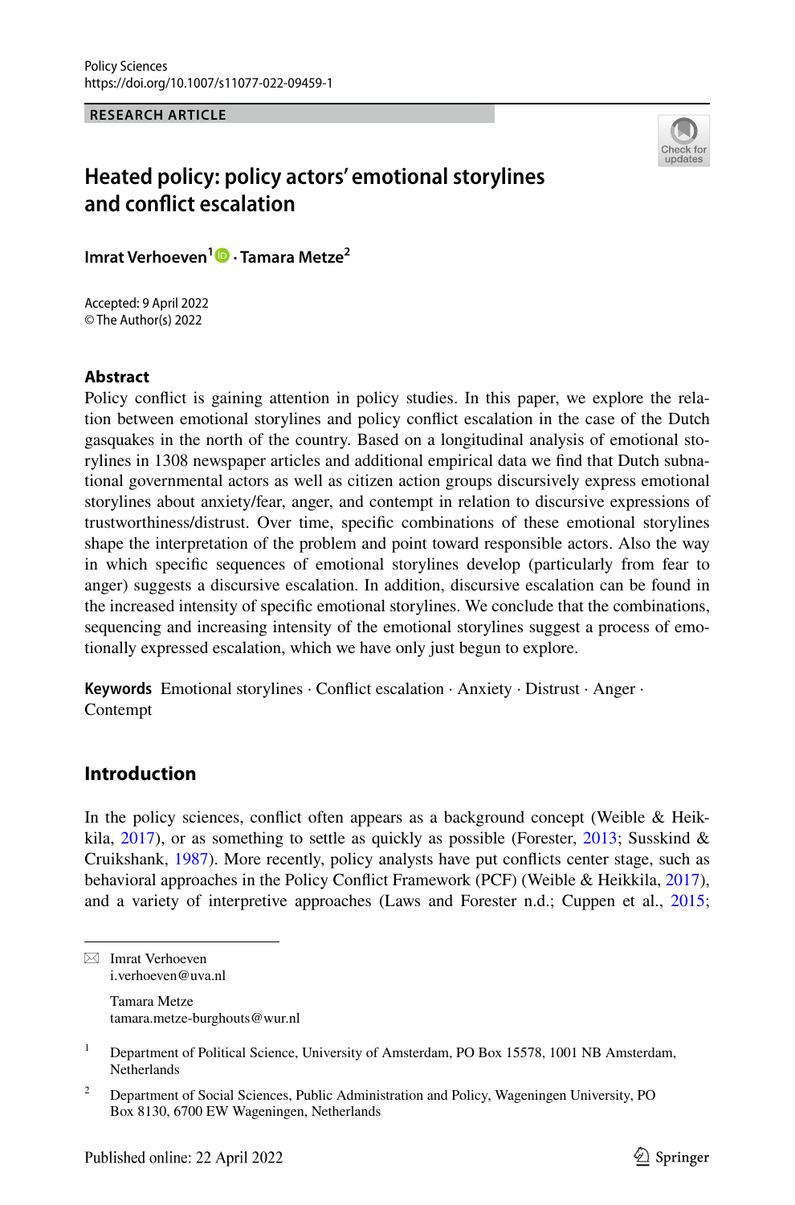Policy Sciences
https://doi.org/10.1007/s11077-022-09459-1

RESEARCH ARTICLE

# Heated policy: policy actors' emotional storylines and conflict escalation

**Imrat Verhoeven**[1] · **Tamara Metze**[2]

Accepted: 9 April 2022
© The Author(s) 2022

## Abstract

Policy conflict is gaining attention in policy studies. In this paper, we explore the relation between emotional storylines and policy conflict escalation in the case of the Dutch gasquakes in the north of the country. Based on a longitudinal analysis of emotional storylines in 1308 newspaper articles and additional empirical data we find that Dutch subnational governmental actors as well as citizen action groups discursively express emotional storylines about anxiety/fear, anger, and contempt in relation to discursive expressions of trustworthiness/distrust. Over time, specific combinations of these emotional storylines shape the interpretation of the problem and point toward responsible actors. Also the way in which specific sequences of emotional storylines develop (particularly from fear to anger) suggests a discursive escalation. In addition, discursive escalation can be found in the increased intensity of specific emotional storylines. We conclude that the combinations, sequencing and increasing intensity of the emotional storylines suggest a process of emotionally expressed escalation, which we have only just begun to explore.

**Keywords** Emotional storylines · Conflict escalation · Anxiety · Distrust · Anger · Contempt

## Introduction

In the policy sciences, conflict often appears as a background concept (Weible & Heikkila, 2017), or as something to settle as quickly as possible (Forester, 2013; Susskind & Cruikshank, 1987). More recently, policy analysts have put conflicts center stage, such as behavioral approaches in the Policy Conflict Framework (PCF) (Weible & Heikkila, 2017), and a variety of interpretive approaches (Laws and Forester n.d.; Cuppen et al., 2015;

---

✉ Imrat Verhoeven
i.verhoeven@uva.nl

Tamara Metze
tamara.metze-burghouts@wur.nl

[1] Department of Political Science, University of Amsterdam, PO Box 15578, 1001 NB Amsterdam, Netherlands

[2] Department of Social Sciences, Public Administration and Policy, Wageningen University, PO Box 8130, 6700 EW Wageningen, Netherlands

Published online: 22 April 2022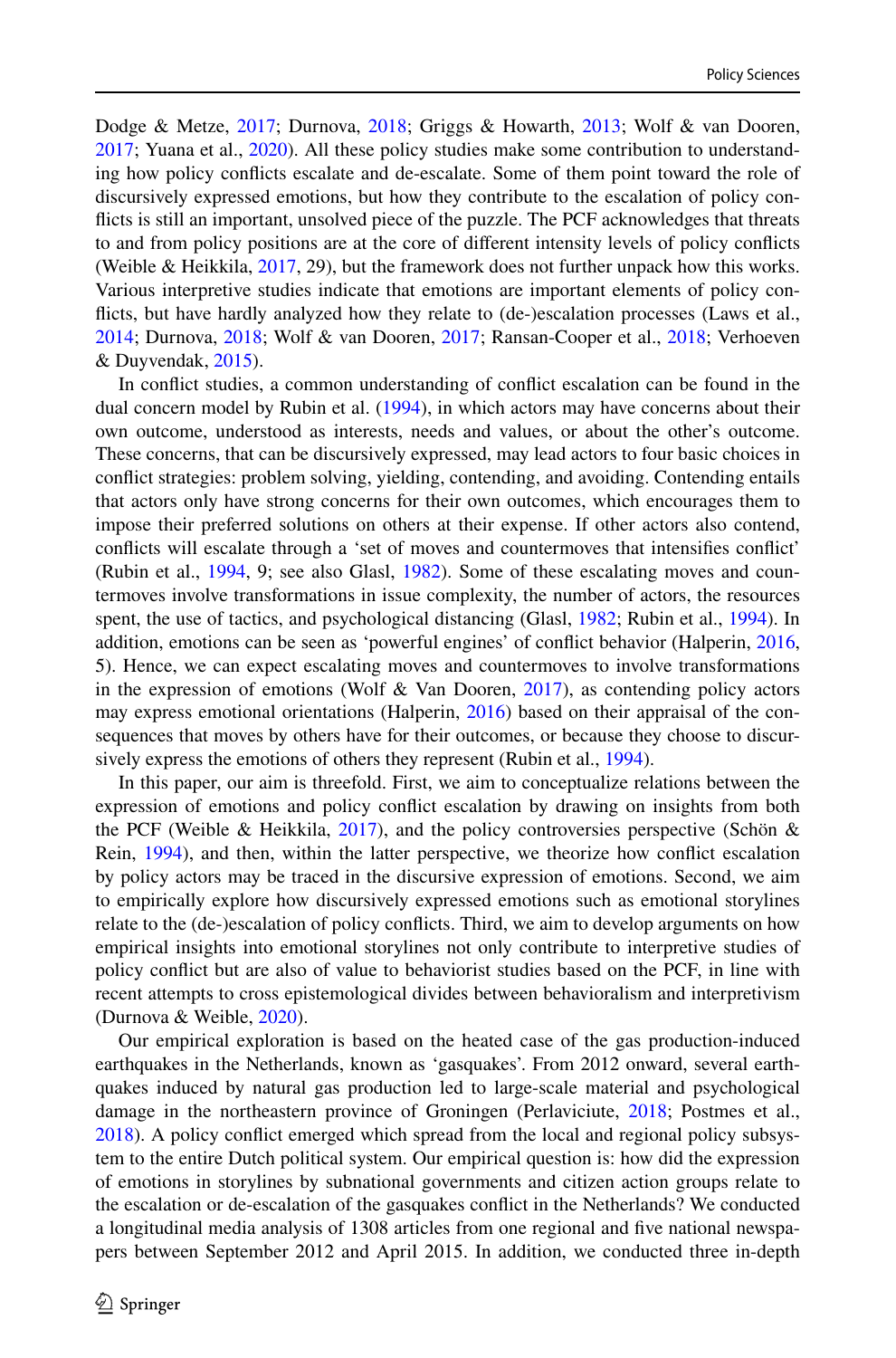Dodge & Metze, 2017; Durnova, 2018; Griggs & Howarth, 2013; Wolf & van Dooren, 2017; Yuana et al., 2020). All these policy studies make some contribution to understanding how policy conflicts escalate and de-escalate. Some of them point toward the role of discursively expressed emotions, but how they contribute to the escalation of policy conflicts is still an important, unsolved piece of the puzzle. The PCF acknowledges that threats to and from policy positions are at the core of different intensity levels of policy conflicts (Weible & Heikkila, 2017, 29), but the framework does not further unpack how this works. Various interpretive studies indicate that emotions are important elements of policy conflicts, but have hardly analyzed how they relate to (de-)escalation processes (Laws et al., 2014; Durnova, 2018; Wolf & van Dooren, 2017; Ransan-Cooper et al., 2018; Verhoeven & Duyvendak, 2015).

In conflict studies, a common understanding of conflict escalation can be found in the dual concern model by Rubin et al. (1994), in which actors may have concerns about their own outcome, understood as interests, needs and values, or about the other's outcome. These concerns, that can be discursively expressed, may lead actors to four basic choices in conflict strategies: problem solving, yielding, contending, and avoiding. Contending entails that actors only have strong concerns for their own outcomes, which encourages them to impose their preferred solutions on others at their expense. If other actors also contend, conflicts will escalate through a 'set of moves and countermoves that intensifies conflict' (Rubin et al., 1994, 9; see also Glasl, 1982). Some of these escalating moves and countermoves involve transformations in issue complexity, the number of actors, the resources spent, the use of tactics, and psychological distancing (Glasl, 1982; Rubin et al., 1994). In addition, emotions can be seen as 'powerful engines' of conflict behavior (Halperin, 2016, 5). Hence, we can expect escalating moves and countermoves to involve transformations in the expression of emotions (Wolf & Van Dooren, 2017), as contending policy actors may express emotional orientations (Halperin, 2016) based on their appraisal of the consequences that moves by others have for their outcomes, or because they choose to discursively express the emotions of others they represent (Rubin et al., 1994).

In this paper, our aim is threefold. First, we aim to conceptualize relations between the expression of emotions and policy conflict escalation by drawing on insights from both the PCF (Weible & Heikkila, 2017), and the policy controversies perspective (Schön & Rein, 1994), and then, within the latter perspective, we theorize how conflict escalation by policy actors may be traced in the discursive expression of emotions. Second, we aim to empirically explore how discursively expressed emotions such as emotional storylines relate to the (de-)escalation of policy conflicts. Third, we aim to develop arguments on how empirical insights into emotional storylines not only contribute to interpretive studies of policy conflict but are also of value to behaviorist studies based on the PCF, in line with recent attempts to cross epistemological divides between behavioralism and interpretivism (Durnova & Weible, 2020).

Our empirical exploration is based on the heated case of the gas production-induced earthquakes in the Netherlands, known as 'gasquakes'. From 2012 onward, several earthquakes induced by natural gas production led to large-scale material and psychological damage in the northeastern province of Groningen (Perlaviciute, 2018; Postmes et al., 2018). A policy conflict emerged which spread from the local and regional policy subsystem to the entire Dutch political system. Our empirical question is: how did the expression of emotions in storylines by subnational governments and citizen action groups relate to the escalation or de-escalation of the gasquakes conflict in the Netherlands? We conducted a longitudinal media analysis of 1308 articles from one regional and five national newspapers between September 2012 and April 2015. In addition, we conducted three in-depth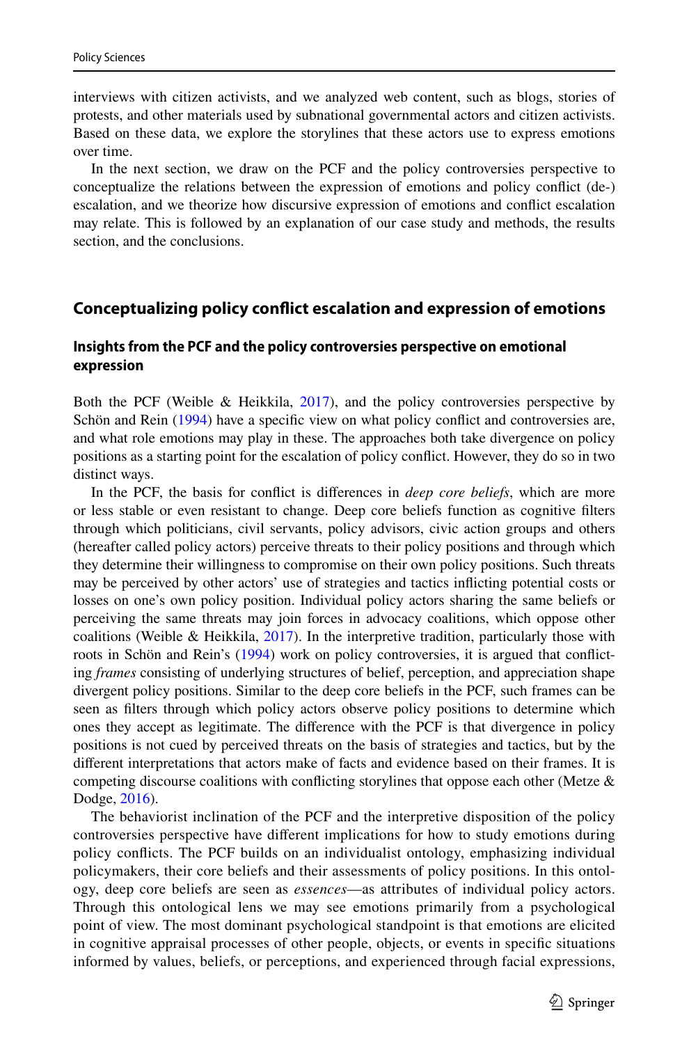interviews with citizen activists, and we analyzed web content, such as blogs, stories of protests, and other materials used by subnational governmental actors and citizen activists. Based on these data, we explore the storylines that these actors use to express emotions over time.

In the next section, we draw on the PCF and the policy controversies perspective to conceptualize the relations between the expression of emotions and policy conflict (de-) escalation, and we theorize how discursive expression of emotions and conflict escalation may relate. This is followed by an explanation of our case study and methods, the results section, and the conclusions.

## Conceptualizing policy conflict escalation and expression of emotions

### Insights from the PCF and the policy controversies perspective on emotional expression

Both the PCF (Weible & Heikkila, 2017), and the policy controversies perspective by Schön and Rein (1994) have a specific view on what policy conflict and controversies are, and what role emotions may play in these. The approaches both take divergence on policy positions as a starting point for the escalation of policy conflict. However, they do so in two distinct ways.

In the PCF, the basis for conflict is differences in *deep core beliefs*, which are more or less stable or even resistant to change. Deep core beliefs function as cognitive filters through which politicians, civil servants, policy advisors, civic action groups and others (hereafter called policy actors) perceive threats to their policy positions and through which they determine their willingness to compromise on their own policy positions. Such threats may be perceived by other actors' use of strategies and tactics inflicting potential costs or losses on one's own policy position. Individual policy actors sharing the same beliefs or perceiving the same threats may join forces in advocacy coalitions, which oppose other coalitions (Weible & Heikkila, 2017). In the interpretive tradition, particularly those with roots in Schön and Rein's (1994) work on policy controversies, it is argued that conflicting *frames* consisting of underlying structures of belief, perception, and appreciation shape divergent policy positions. Similar to the deep core beliefs in the PCF, such frames can be seen as filters through which policy actors observe policy positions to determine which ones they accept as legitimate. The difference with the PCF is that divergence in policy positions is not cued by perceived threats on the basis of strategies and tactics, but by the different interpretations that actors make of facts and evidence based on their frames. It is competing discourse coalitions with conflicting storylines that oppose each other (Metze & Dodge, 2016).

The behaviorist inclination of the PCF and the interpretive disposition of the policy controversies perspective have different implications for how to study emotions during policy conflicts. The PCF builds on an individualist ontology, emphasizing individual policymakers, their core beliefs and their assessments of policy positions. In this ontology, deep core beliefs are seen as *essences*—as attributes of individual policy actors. Through this ontological lens we may see emotions primarily from a psychological point of view. The most dominant psychological standpoint is that emotions are elicited in cognitive appraisal processes of other people, objects, or events in specific situations informed by values, beliefs, or perceptions, and experienced through facial expressions,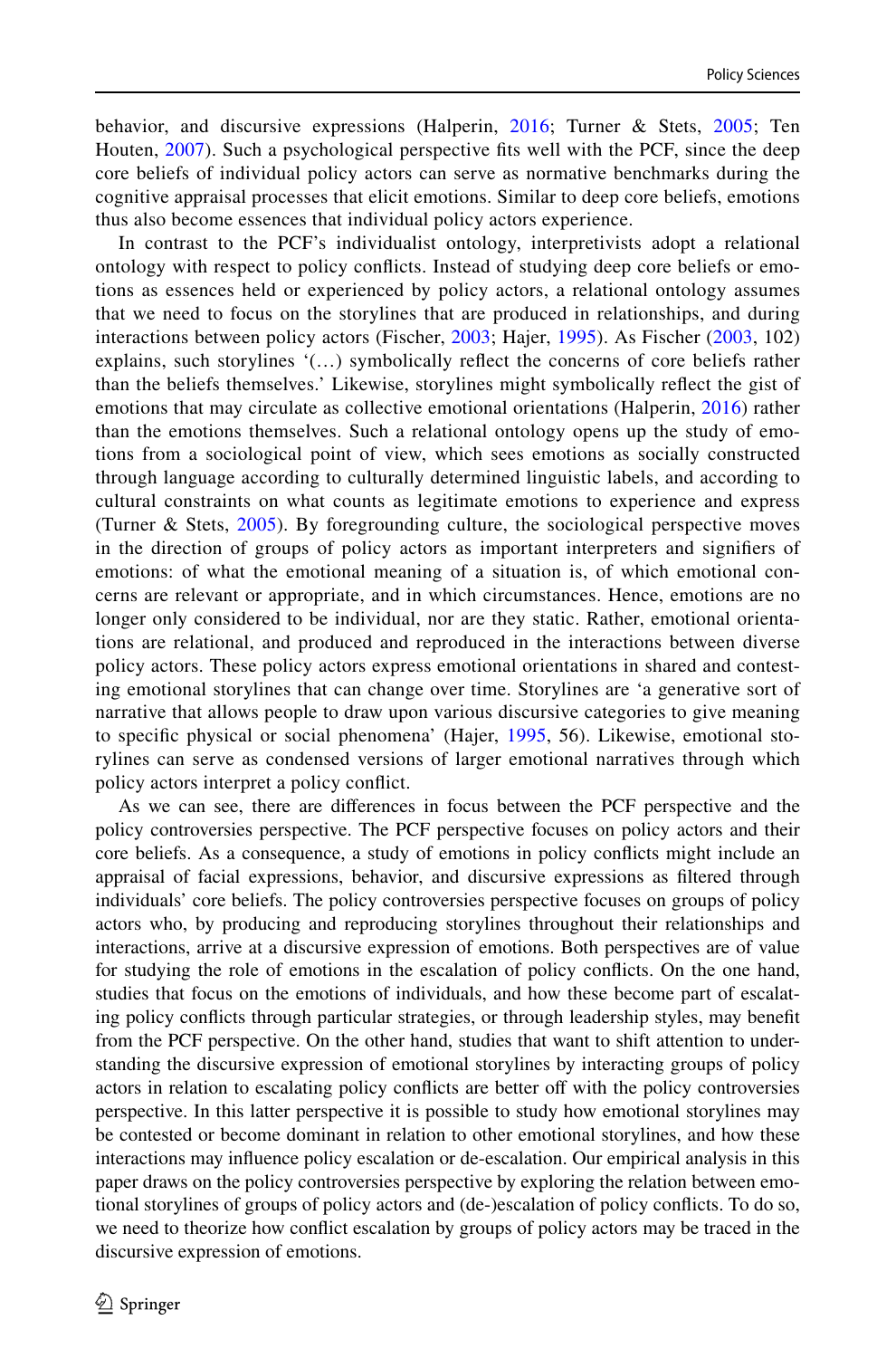behavior, and discursive expressions (Halperin, 2016; Turner & Stets, 2005; Ten Houten, 2007). Such a psychological perspective fits well with the PCF, since the deep core beliefs of individual policy actors can serve as normative benchmarks during the cognitive appraisal processes that elicit emotions. Similar to deep core beliefs, emotions thus also become essences that individual policy actors experience.

In contrast to the PCF's individualist ontology, interpretivists adopt a relational ontology with respect to policy conflicts. Instead of studying deep core beliefs or emotions as essences held or experienced by policy actors, a relational ontology assumes that we need to focus on the storylines that are produced in relationships, and during interactions between policy actors (Fischer, 2003; Hajer, 1995). As Fischer (2003, 102) explains, such storylines '(…) symbolically reflect the concerns of core beliefs rather than the beliefs themselves.' Likewise, storylines might symbolically reflect the gist of emotions that may circulate as collective emotional orientations (Halperin, 2016) rather than the emotions themselves. Such a relational ontology opens up the study of emotions from a sociological point of view, which sees emotions as socially constructed through language according to culturally determined linguistic labels, and according to cultural constraints on what counts as legitimate emotions to experience and express (Turner & Stets, 2005). By foregrounding culture, the sociological perspective moves in the direction of groups of policy actors as important interpreters and signifiers of emotions: of what the emotional meaning of a situation is, of which emotional concerns are relevant or appropriate, and in which circumstances. Hence, emotions are no longer only considered to be individual, nor are they static. Rather, emotional orientations are relational, and produced and reproduced in the interactions between diverse policy actors. These policy actors express emotional orientations in shared and contesting emotional storylines that can change over time. Storylines are 'a generative sort of narrative that allows people to draw upon various discursive categories to give meaning to specific physical or social phenomena' (Hajer, 1995, 56). Likewise, emotional storylines can serve as condensed versions of larger emotional narratives through which policy actors interpret a policy conflict.

As we can see, there are differences in focus between the PCF perspective and the policy controversies perspective. The PCF perspective focuses on policy actors and their core beliefs. As a consequence, a study of emotions in policy conflicts might include an appraisal of facial expressions, behavior, and discursive expressions as filtered through individuals' core beliefs. The policy controversies perspective focuses on groups of policy actors who, by producing and reproducing storylines throughout their relationships and interactions, arrive at a discursive expression of emotions. Both perspectives are of value for studying the role of emotions in the escalation of policy conflicts. On the one hand, studies that focus on the emotions of individuals, and how these become part of escalating policy conflicts through particular strategies, or through leadership styles, may benefit from the PCF perspective. On the other hand, studies that want to shift attention to understanding the discursive expression of emotional storylines by interacting groups of policy actors in relation to escalating policy conflicts are better off with the policy controversies perspective. In this latter perspective it is possible to study how emotional storylines may be contested or become dominant in relation to other emotional storylines, and how these interactions may influence policy escalation or de-escalation. Our empirical analysis in this paper draws on the policy controversies perspective by exploring the relation between emotional storylines of groups of policy actors and (de-)escalation of policy conflicts. To do so, we need to theorize how conflict escalation by groups of policy actors may be traced in the discursive expression of emotions.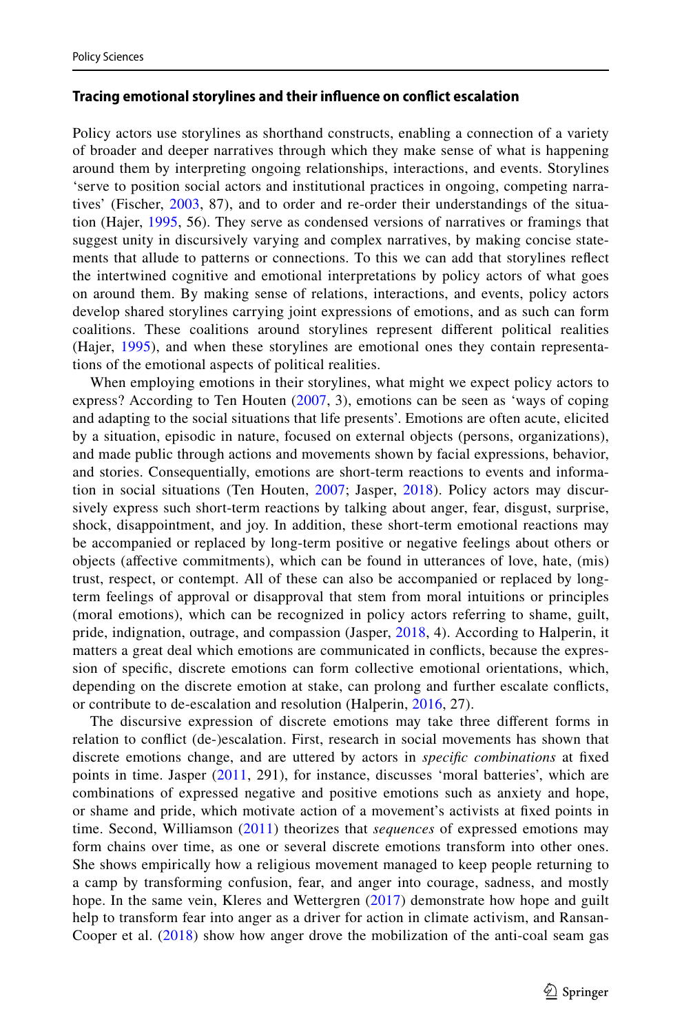#### Tracing emotional storylines and their influence on conflict escalation

Policy actors use storylines as shorthand constructs, enabling a connection of a variety of broader and deeper narratives through which they make sense of what is happening around them by interpreting ongoing relationships, interactions, and events. Storylines 'serve to position social actors and institutional practices in ongoing, competing narratives' (Fischer, 2003, 87), and to order and re-order their understandings of the situation (Hajer, 1995, 56). They serve as condensed versions of narratives or framings that suggest unity in discursively varying and complex narratives, by making concise statements that allude to patterns or connections. To this we can add that storylines reflect the intertwined cognitive and emotional interpretations by policy actors of what goes on around them. By making sense of relations, interactions, and events, policy actors develop shared storylines carrying joint expressions of emotions, and as such can form coalitions. These coalitions around storylines represent different political realities (Hajer, 1995), and when these storylines are emotional ones they contain representations of the emotional aspects of political realities.

When employing emotions in their storylines, what might we expect policy actors to express? According to Ten Houten (2007, 3), emotions can be seen as 'ways of coping and adapting to the social situations that life presents'. Emotions are often acute, elicited by a situation, episodic in nature, focused on external objects (persons, organizations), and made public through actions and movements shown by facial expressions, behavior, and stories. Consequentially, emotions are short-term reactions to events and information in social situations (Ten Houten, 2007; Jasper, 2018). Policy actors may discursively express such short-term reactions by talking about anger, fear, disgust, surprise, shock, disappointment, and joy. In addition, these short-term emotional reactions may be accompanied or replaced by long-term positive or negative feelings about others or objects (affective commitments), which can be found in utterances of love, hate, (mis) trust, respect, or contempt. All of these can also be accompanied or replaced by long-term feelings of approval or disapproval that stem from moral intuitions or principles (moral emotions), which can be recognized in policy actors referring to shame, guilt, pride, indignation, outrage, and compassion (Jasper, 2018, 4). According to Halperin, it matters a great deal which emotions are communicated in conflicts, because the expression of specific, discrete emotions can form collective emotional orientations, which, depending on the discrete emotion at stake, can prolong and further escalate conflicts, or contribute to de-escalation and resolution (Halperin, 2016, 27).

The discursive expression of discrete emotions may take three different forms in relation to conflict (de-)escalation. First, research in social movements has shown that discrete emotions change, and are uttered by actors in *specific combinations* at fixed points in time. Jasper (2011, 291), for instance, discusses 'moral batteries', which are combinations of expressed negative and positive emotions such as anxiety and hope, or shame and pride, which motivate action of a movement's activists at fixed points in time. Second, Williamson (2011) theorizes that *sequences* of expressed emotions may form chains over time, as one or several discrete emotions transform into other ones. She shows empirically how a religious movement managed to keep people returning to a camp by transforming confusion, fear, and anger into courage, sadness, and mostly hope. In the same vein, Kleres and Wettergren (2017) demonstrate how hope and guilt help to transform fear into anger as a driver for action in climate activism, and Ransan-Cooper et al. (2018) show how anger drove the mobilization of the anti-coal seam gas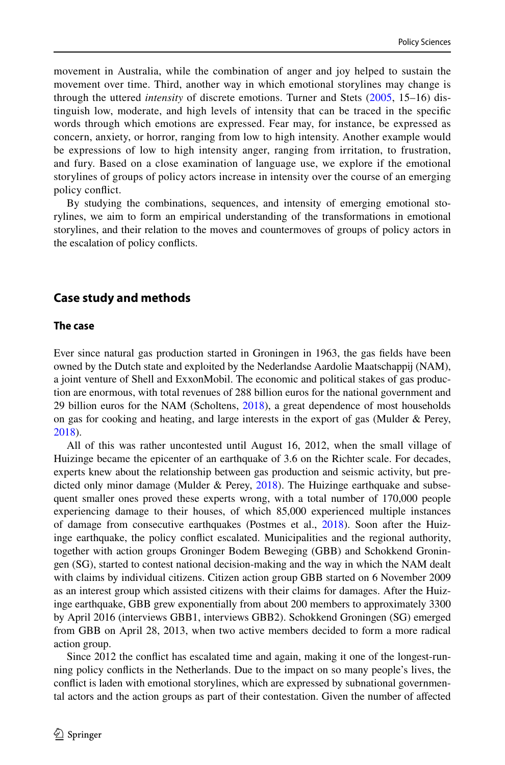movement in Australia, while the combination of anger and joy helped to sustain the movement over time. Third, another way in which emotional storylines may change is through the uttered *intensity* of discrete emotions. Turner and Stets (2005, 15–16) distinguish low, moderate, and high levels of intensity that can be traced in the specific words through which emotions are expressed. Fear may, for instance, be expressed as concern, anxiety, or horror, ranging from low to high intensity. Another example would be expressions of low to high intensity anger, ranging from irritation, to frustration, and fury. Based on a close examination of language use, we explore if the emotional storylines of groups of policy actors increase in intensity over the course of an emerging policy conflict.

By studying the combinations, sequences, and intensity of emerging emotional storylines, we aim to form an empirical understanding of the transformations in emotional storylines, and their relation to the moves and countermoves of groups of policy actors in the escalation of policy conflicts.

## Case study and methods

### The case

Ever since natural gas production started in Groningen in 1963, the gas fields have been owned by the Dutch state and exploited by the Nederlandse Aardolie Maatschappij (NAM), a joint venture of Shell and ExxonMobil. The economic and political stakes of gas production are enormous, with total revenues of 288 billion euros for the national government and 29 billion euros for the NAM (Scholtens, 2018), a great dependence of most households on gas for cooking and heating, and large interests in the export of gas (Mulder & Perey, 2018).

All of this was rather uncontested until August 16, 2012, when the small village of Huizinge became the epicenter of an earthquake of 3.6 on the Richter scale. For decades, experts knew about the relationship between gas production and seismic activity, but predicted only minor damage (Mulder & Perey, 2018). The Huizinge earthquake and subsequent smaller ones proved these experts wrong, with a total number of 170,000 people experiencing damage to their houses, of which 85,000 experienced multiple instances of damage from consecutive earthquakes (Postmes et al., 2018). Soon after the Huizinge earthquake, the policy conflict escalated. Municipalities and the regional authority, together with action groups Groninger Bodem Beweging (GBB) and Schokkend Groningen (SG), started to contest national decision-making and the way in which the NAM dealt with claims by individual citizens. Citizen action group GBB started on 6 November 2009 as an interest group which assisted citizens with their claims for damages. After the Huizinge earthquake, GBB grew exponentially from about 200 members to approximately 3300 by April 2016 (interviews GBB1, interviews GBB2). Schokkend Groningen (SG) emerged from GBB on April 28, 2013, when two active members decided to form a more radical action group.

Since 2012 the conflict has escalated time and again, making it one of the longest-running policy conflicts in the Netherlands. Due to the impact on so many people's lives, the conflict is laden with emotional storylines, which are expressed by subnational governmental actors and the action groups as part of their contestation. Given the number of affected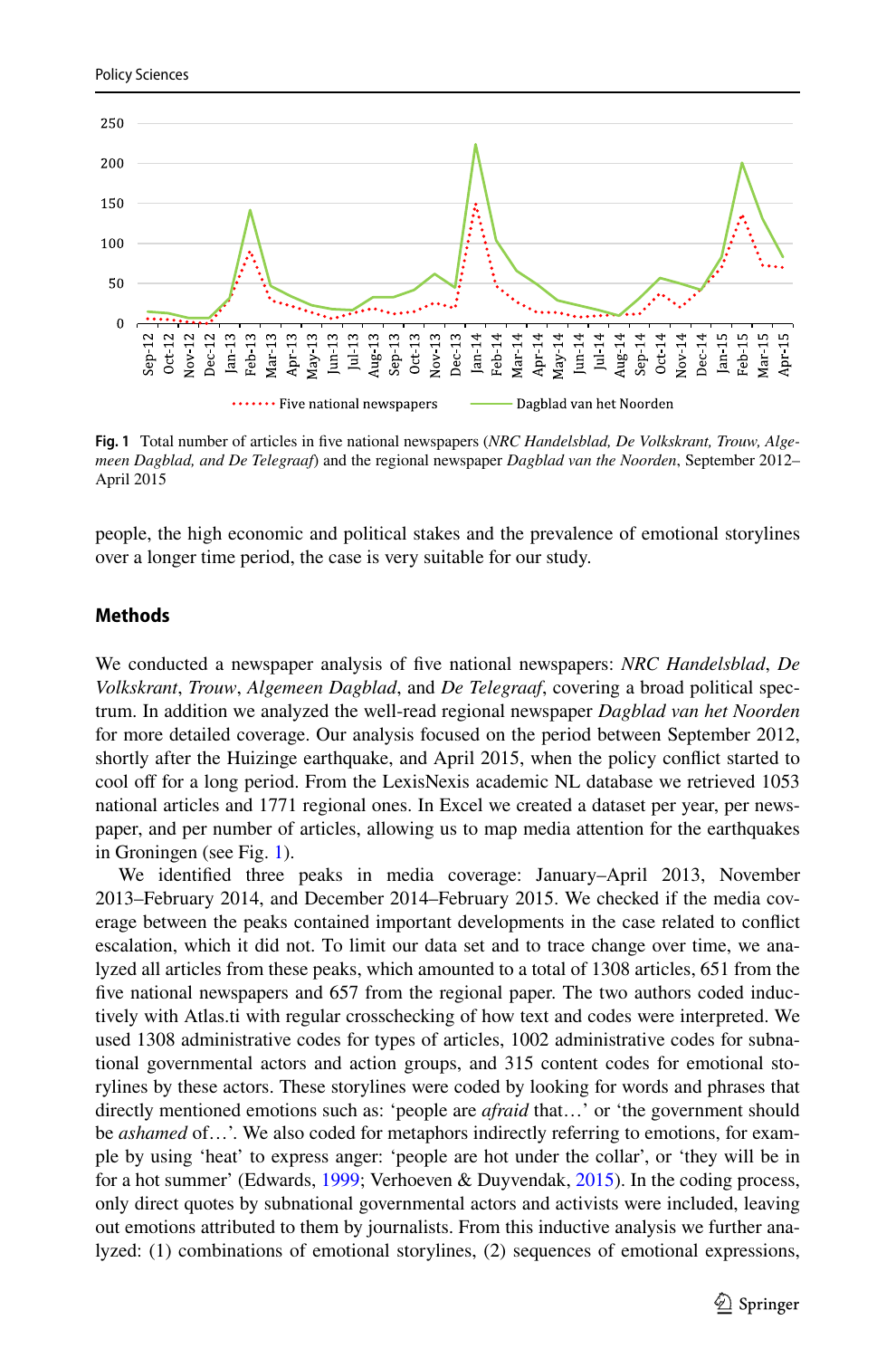**Fig. 1** Total number of articles in five national newspapers (*NRC Handelsblad, De Volkskrant, Trouw, Algemeen Dagblad, and De Telegraaf*) and the regional newspaper *Dagblad van the Noorden*, September 2012–April 2015

people, the high economic and political stakes and the prevalence of emotional storylines over a longer time period, the case is very suitable for our study.

## Methods

We conducted a newspaper analysis of five national newspapers: *NRC Handelsblad*, *De Volkskrant*, *Trouw*, *Algemeen Dagblad*, and *De Telegraaf*, covering a broad political spectrum. In addition we analyzed the well-read regional newspaper *Dagblad van het Noorden* for more detailed coverage. Our analysis focused on the period between September 2012, shortly after the Huizinge earthquake, and April 2015, when the policy conflict started to cool off for a long period. From the LexisNexis academic NL database we retrieved 1053 national articles and 1771 regional ones. In Excel we created a dataset per year, per newspaper, and per number of articles, allowing us to map media attention for the earthquakes in Groningen (see Fig. 1).

We identified three peaks in media coverage: January–April 2013, November 2013–February 2014, and December 2014–February 2015. We checked if the media coverage between the peaks contained important developments in the case related to conflict escalation, which it did not. To limit our data set and to trace change over time, we analyzed all articles from these peaks, which amounted to a total of 1308 articles, 651 from the five national newspapers and 657 from the regional paper. The two authors coded inductively with Atlas.ti with regular crosschecking of how text and codes were interpreted. We used 1308 administrative codes for types of articles, 1002 administrative codes for subnational governmental actors and action groups, and 315 content codes for emotional storylines by these actors. These storylines were coded by looking for words and phrases that directly mentioned emotions such as: 'people are *afraid* that…' or 'the government should be *ashamed* of…'. We also coded for metaphors indirectly referring to emotions, for example by using 'heat' to express anger: 'people are hot under the collar', or 'they will be in for a hot summer' (Edwards, 1999; Verhoeven & Duyvendak, 2015). In the coding process, only direct quotes by subnational governmental actors and activists were included, leaving out emotions attributed to them by journalists. From this inductive analysis we further analyzed: (1) combinations of emotional storylines, (2) sequences of emotional expressions,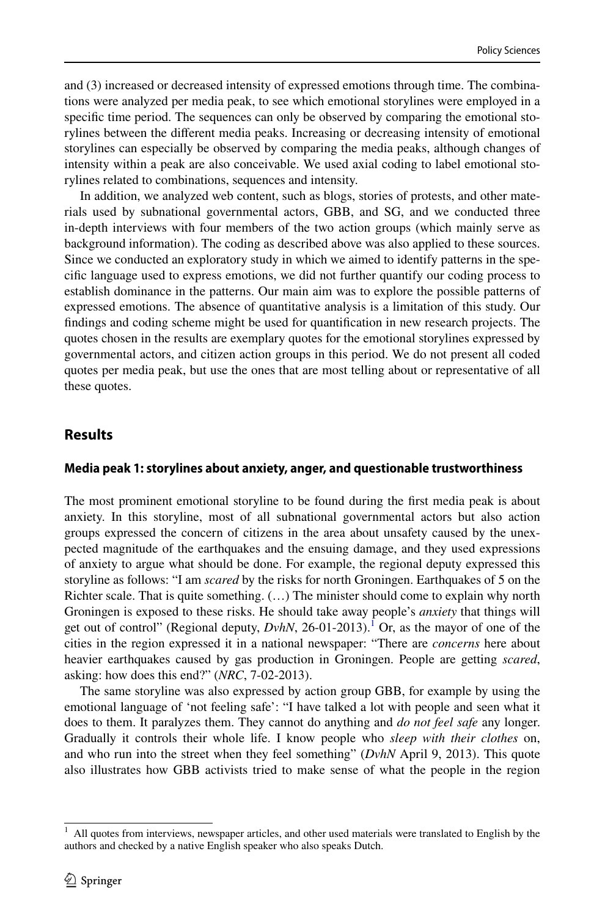and (3) increased or decreased intensity of expressed emotions through time. The combinations were analyzed per media peak, to see which emotional storylines were employed in a specific time period. The sequences can only be observed by comparing the emotional storylines between the different media peaks. Increasing or decreasing intensity of emotional storylines can especially be observed by comparing the media peaks, although changes of intensity within a peak are also conceivable. We used axial coding to label emotional storylines related to combinations, sequences and intensity.

In addition, we analyzed web content, such as blogs, stories of protests, and other materials used by subnational governmental actors, GBB, and SG, and we conducted three in-depth interviews with four members of the two action groups (which mainly serve as background information). The coding as described above was also applied to these sources. Since we conducted an exploratory study in which we aimed to identify patterns in the specific language used to express emotions, we did not further quantify our coding process to establish dominance in the patterns. Our main aim was to explore the possible patterns of expressed emotions. The absence of quantitative analysis is a limitation of this study. Our findings and coding scheme might be used for quantification in new research projects. The quotes chosen in the results are exemplary quotes for the emotional storylines expressed by governmental actors, and citizen action groups in this period. We do not present all coded quotes per media peak, but use the ones that are most telling about or representative of all these quotes.

## Results

### Media peak 1: storylines about anxiety, anger, and questionable trustworthiness

The most prominent emotional storyline to be found during the first media peak is about anxiety. In this storyline, most of all subnational governmental actors but also action groups expressed the concern of citizens in the area about unsafety caused by the unexpected magnitude of the earthquakes and the ensuing damage, and they used expressions of anxiety to argue what should be done. For example, the regional deputy expressed this storyline as follows: "I am *scared* by the risks for north Groningen. Earthquakes of 5 on the Richter scale. That is quite something. (…) The minister should come to explain why north Groningen is exposed to these risks. He should take away people's *anxiety* that things will get out of control" (Regional deputy, *DvhN*, 26-01-2013).[1] Or, as the mayor of one of the cities in the region expressed it in a national newspaper: "There are *concerns* here about heavier earthquakes caused by gas production in Groningen. People are getting *scared*, asking: how does this end?" (*NRC*, 7-02-2013).

The same storyline was also expressed by action group GBB, for example by using the emotional language of 'not feeling safe': "I have talked a lot with people and seen what it does to them. It paralyzes them. They cannot do anything and *do not feel safe* any longer. Gradually it controls their whole life. I know people who *sleep with their clothes* on, and who run into the street when they feel something" (*DvhN* April 9, 2013). This quote also illustrates how GBB activists tried to make sense of what the people in the region

[1] All quotes from interviews, newspaper articles, and other used materials were translated to English by the authors and checked by a native English speaker who also speaks Dutch.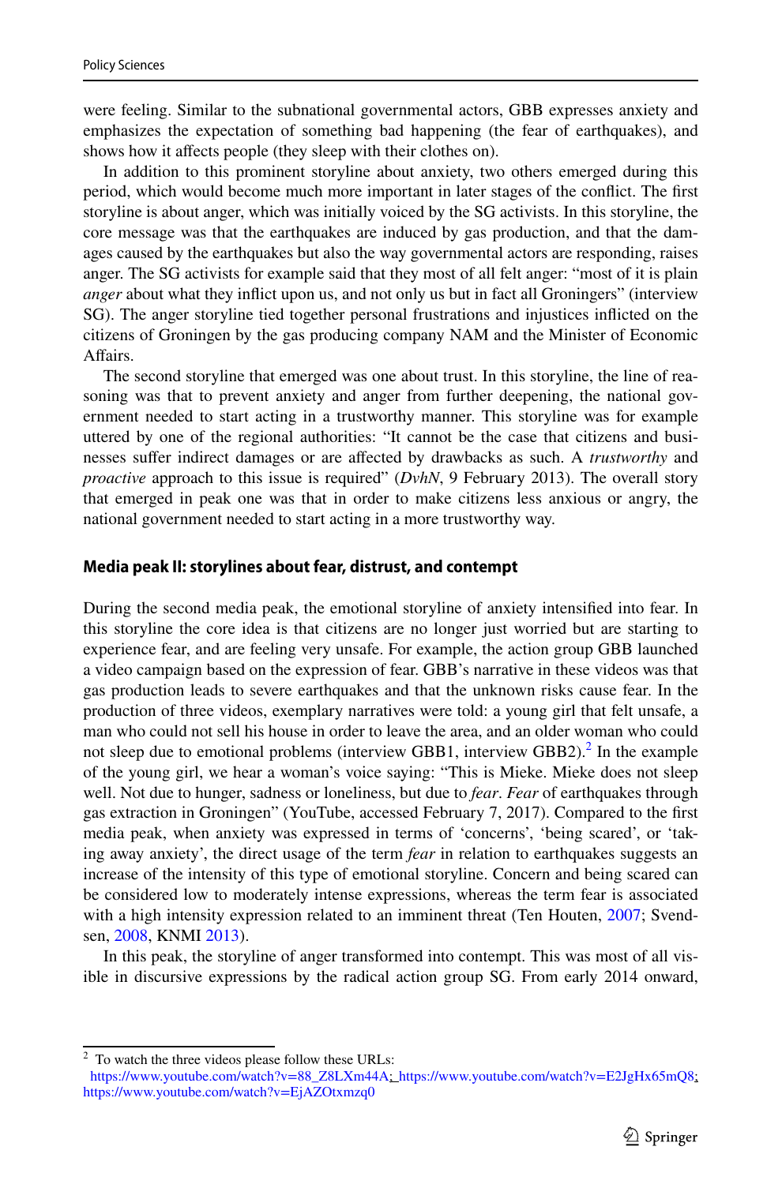were feeling. Similar to the subnational governmental actors, GBB expresses anxiety and emphasizes the expectation of something bad happening (the fear of earthquakes), and shows how it affects people (they sleep with their clothes on).

In addition to this prominent storyline about anxiety, two others emerged during this period, which would become much more important in later stages of the conflict. The first storyline is about anger, which was initially voiced by the SG activists. In this storyline, the core message was that the earthquakes are induced by gas production, and that the damages caused by the earthquakes but also the way governmental actors are responding, raises anger. The SG activists for example said that they most of all felt anger: "most of it is plain *anger* about what they inflict upon us, and not only us but in fact all Groningers" (interview SG). The anger storyline tied together personal frustrations and injustices inflicted on the citizens of Groningen by the gas producing company NAM and the Minister of Economic Affairs.

The second storyline that emerged was one about trust. In this storyline, the line of reasoning was that to prevent anxiety and anger from further deepening, the national government needed to start acting in a trustworthy manner. This storyline was for example uttered by one of the regional authorities: "It cannot be the case that citizens and businesses suffer indirect damages or are affected by drawbacks as such. A *trustworthy* and *proactive* approach to this issue is required" (*DvhN*, 9 February 2013). The overall story that emerged in peak one was that in order to make citizens less anxious or angry, the national government needed to start acting in a more trustworthy way.

### Media peak II: storylines about fear, distrust, and contempt

During the second media peak, the emotional storyline of anxiety intensified into fear. In this storyline the core idea is that citizens are no longer just worried but are starting to experience fear, and are feeling very unsafe. For example, the action group GBB launched a video campaign based on the expression of fear. GBB's narrative in these videos was that gas production leads to severe earthquakes and that the unknown risks cause fear. In the production of three videos, exemplary narratives were told: a young girl that felt unsafe, a man who could not sell his house in order to leave the area, and an older woman who could not sleep due to emotional problems (interview GBB1, interview GBB2).[2] In the example of the young girl, we hear a woman's voice saying: "This is Mieke. Mieke does not sleep well. Not due to hunger, sadness or loneliness, but due to *fear*. *Fear* of earthquakes through gas extraction in Groningen" (YouTube, accessed February 7, 2017). Compared to the first media peak, when anxiety was expressed in terms of 'concerns', 'being scared', or 'taking away anxiety', the direct usage of the term *fear* in relation to earthquakes suggests an increase of the intensity of this type of emotional storyline. Concern and being scared can be considered low to moderately intense expressions, whereas the term fear is associated with a high intensity expression related to an imminent threat (Ten Houten, 2007; Svendsen, 2008, KNMI 2013).

In this peak, the storyline of anger transformed into contempt. This was most of all visible in discursive expressions by the radical action group SG. From early 2014 onward,

---

[2] To watch the three videos please follow these URLs: https://www.youtube.com/watch?v=88_Z8LXm44A; https://www.youtube.com/watch?v=E2JgHx65mQ8; https://www.youtube.com/watch?v=EjAZOtxmzq0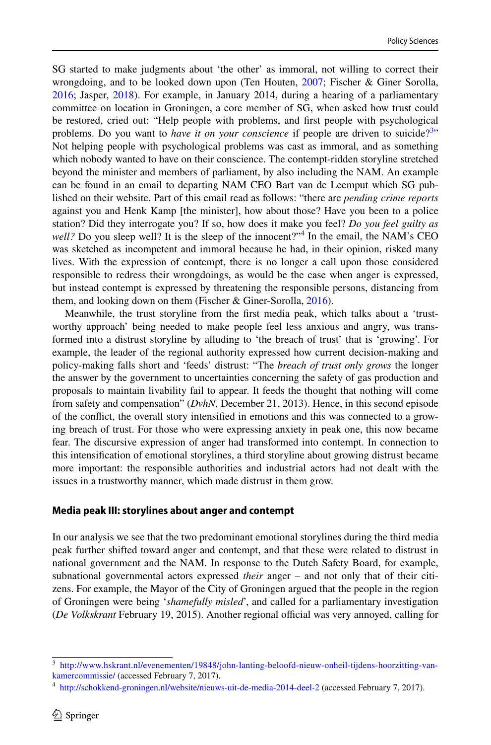SG started to make judgments about 'the other' as immoral, not willing to correct their wrongdoing, and to be looked down upon (Ten Houten, 2007; Fischer & Giner Sorolla, 2016; Jasper, 2018). For example, in January 2014, during a hearing of a parliamentary committee on location in Groningen, a core member of SG, when asked how trust could be restored, cried out: "Help people with problems, and first people with psychological problems. Do you want to *have it on your conscience* if people are driven to suicide?[3]" Not helping people with psychological problems was cast as immoral, and as something which nobody wanted to have on their conscience. The contempt-ridden storyline stretched beyond the minister and members of parliament, by also including the NAM. An example can be found in an email to departing NAM CEO Bart van de Leemput which SG published on their website. Part of this email read as follows: "there are *pending crime reports* against you and Henk Kamp [the minister], how about those? Have you been to a police station? Did they interrogate you? If so, how does it make you feel? *Do you feel guilty as well?* Do you sleep well? It is the sleep of the innocent?"[4] In the email, the NAM's CEO was sketched as incompetent and immoral because he had, in their opinion, risked many lives. With the expression of contempt, there is no longer a call upon those considered responsible to redress their wrongdoings, as would be the case when anger is expressed, but instead contempt is expressed by threatening the responsible persons, distancing from them, and looking down on them (Fischer & Giner-Sorolla, 2016).

Meanwhile, the trust storyline from the first media peak, which talks about a 'trustworthy approach' being needed to make people feel less anxious and angry, was transformed into a distrust storyline by alluding to 'the breach of trust' that is 'growing'. For example, the leader of the regional authority expressed how current decision-making and policy-making falls short and 'feeds' distrust: "The *breach of trust only grows* the longer the answer by the government to uncertainties concerning the safety of gas production and proposals to maintain livability fail to appear. It feeds the thought that nothing will come from safety and compensation" (*DvhN*, December 21, 2013). Hence, in this second episode of the conflict, the overall story intensified in emotions and this was connected to a growing breach of trust. For those who were expressing anxiety in peak one, this now became fear. The discursive expression of anger had transformed into contempt. In connection to this intensification of emotional storylines, a third storyline about growing distrust became more important: the responsible authorities and industrial actors had not dealt with the issues in a trustworthy manner, which made distrust in them grow.

### Media peak III: storylines about anger and contempt

In our analysis we see that the two predominant emotional storylines during the third media peak further shifted toward anger and contempt, and that these were related to distrust in national government and the NAM. In response to the Dutch Safety Board, for example, subnational governmental actors expressed *their* anger – and not only that of their citizens. For example, the Mayor of the City of Groningen argued that the people in the region of Groningen were being '*shamefully misled*', and called for a parliamentary investigation (*De Volkskrant* February 19, 2015). Another regional official was very annoyed, calling for

---

[3] http://www.hskrant.nl/evenementen/19848/john-lanting-beloofd-nieuw-onheil-tijdens-hoorzitting-van-kamercommissie/ (accessed February 7, 2017).

[4] http://schokkend-groningen.nl/website/nieuws-uit-de-media-2014-deel-2 (accessed February 7, 2017).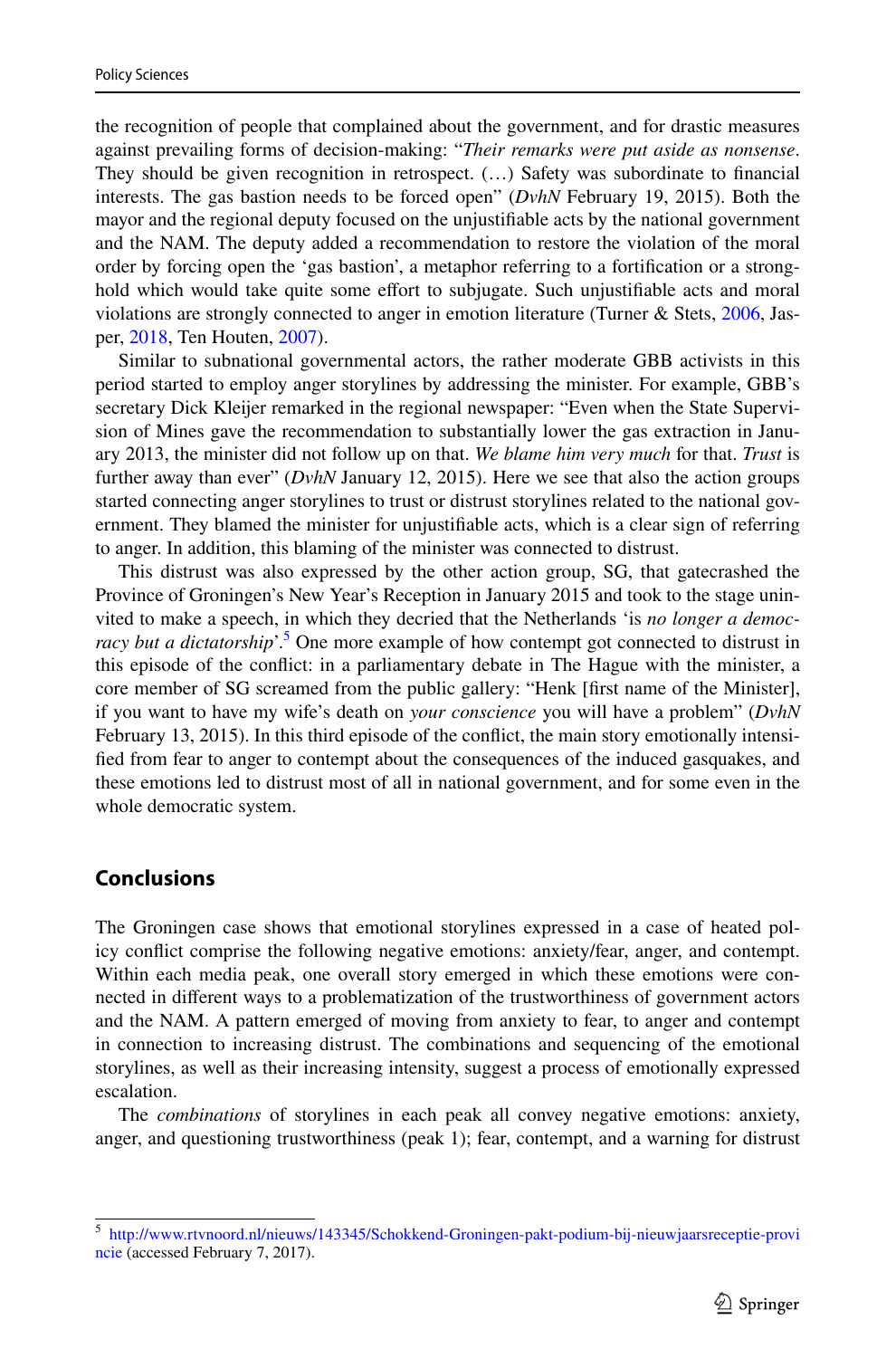the recognition of people that complained about the government, and for drastic measures against prevailing forms of decision-making: "*Their remarks were put aside as nonsense*. They should be given recognition in retrospect. (…) Safety was subordinate to financial interests. The gas bastion needs to be forced open" (*DvhN* February 19, 2015). Both the mayor and the regional deputy focused on the unjustifiable acts by the national government and the NAM. The deputy added a recommendation to restore the violation of the moral order by forcing open the 'gas bastion', a metaphor referring to a fortification or a stronghold which would take quite some effort to subjugate. Such unjustifiable acts and moral violations are strongly connected to anger in emotion literature (Turner & Stets, 2006, Jasper, 2018, Ten Houten, 2007).

Similar to subnational governmental actors, the rather moderate GBB activists in this period started to employ anger storylines by addressing the minister. For example, GBB's secretary Dick Kleijer remarked in the regional newspaper: "Even when the State Supervision of Mines gave the recommendation to substantially lower the gas extraction in January 2013, the minister did not follow up on that. *We blame him very much* for that. *Trust* is further away than ever" (*DvhN* January 12, 2015). Here we see that also the action groups started connecting anger storylines to trust or distrust storylines related to the national government. They blamed the minister for unjustifiable acts, which is a clear sign of referring to anger. In addition, this blaming of the minister was connected to distrust.

This distrust was also expressed by the other action group, SG, that gatecrashed the Province of Groningen's New Year's Reception in January 2015 and took to the stage uninvited to make a speech, in which they decried that the Netherlands 'is *no longer a democracy but a dictatorship*'.[5] One more example of how contempt got connected to distrust in this episode of the conflict: in a parliamentary debate in The Hague with the minister, a core member of SG screamed from the public gallery: "Henk [first name of the Minister], if you want to have my wife's death on *your conscience* you will have a problem" (*DvhN* February 13, 2015). In this third episode of the conflict, the main story emotionally intensified from fear to anger to contempt about the consequences of the induced gasquakes, and these emotions led to distrust most of all in national government, and for some even in the whole democratic system.

## Conclusions

The Groningen case shows that emotional storylines expressed in a case of heated policy conflict comprise the following negative emotions: anxiety/fear, anger, and contempt. Within each media peak, one overall story emerged in which these emotions were connected in different ways to a problematization of the trustworthiness of government actors and the NAM. A pattern emerged of moving from anxiety to fear, to anger and contempt in connection to increasing distrust. The combinations and sequencing of the emotional storylines, as well as their increasing intensity, suggest a process of emotionally expressed escalation.

The *combinations* of storylines in each peak all convey negative emotions: anxiety, anger, and questioning trustworthiness (peak 1); fear, contempt, and a warning for distrust

[5] http://www.rtvnoord.nl/nieuws/143345/Schokkend-Groningen-pakt-podium-bij-nieuwjaarsreceptie-provincie (accessed February 7, 2017).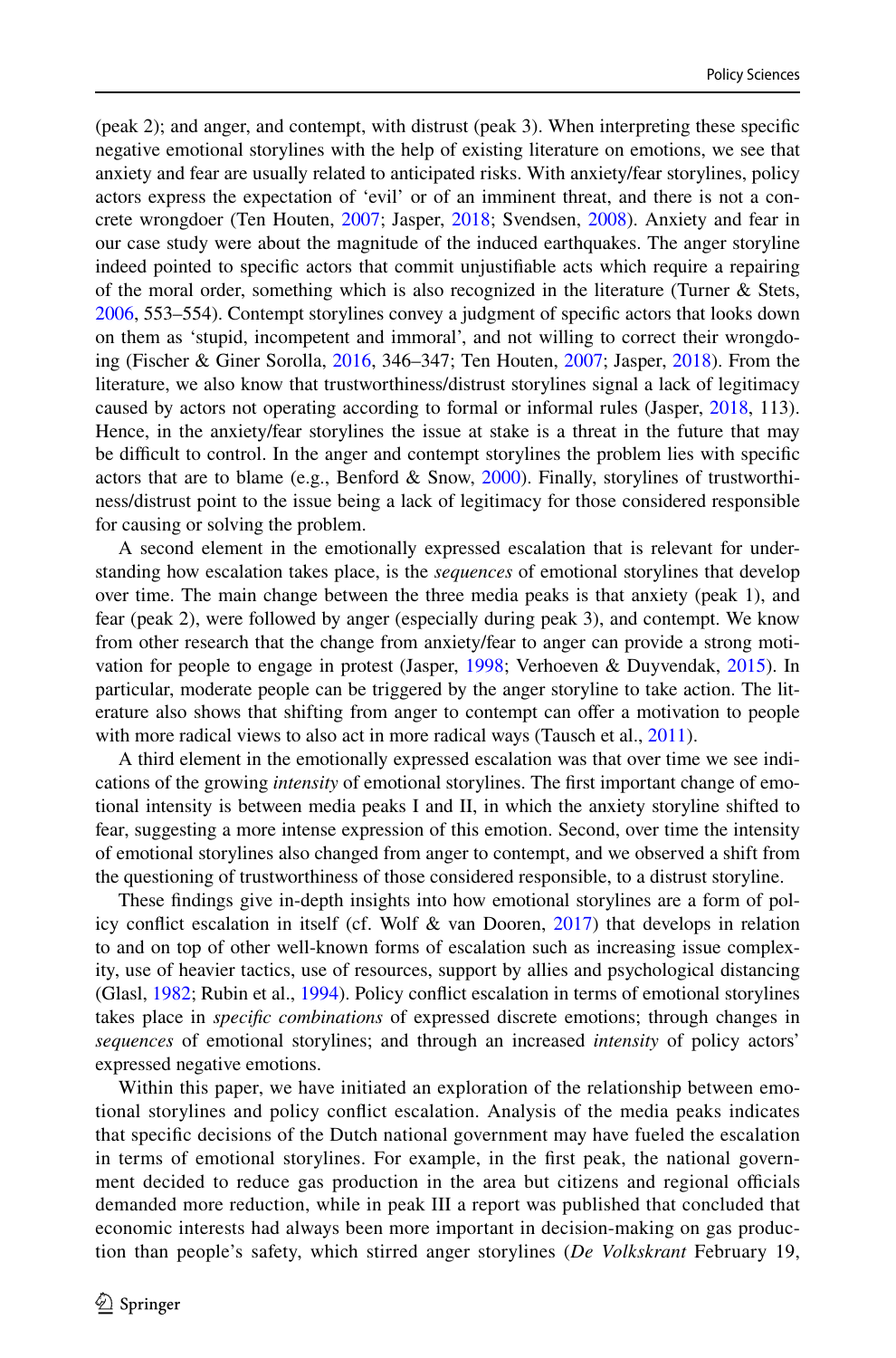(peak 2); and anger, and contempt, with distrust (peak 3). When interpreting these specific negative emotional storylines with the help of existing literature on emotions, we see that anxiety and fear are usually related to anticipated risks. With anxiety/fear storylines, policy actors express the expectation of 'evil' or of an imminent threat, and there is not a concrete wrongdoer (Ten Houten, 2007; Jasper, 2018; Svendsen, 2008). Anxiety and fear in our case study were about the magnitude of the induced earthquakes. The anger storyline indeed pointed to specific actors that commit unjustifiable acts which require a repairing of the moral order, something which is also recognized in the literature (Turner & Stets, 2006, 553–554). Contempt storylines convey a judgment of specific actors that looks down on them as 'stupid, incompetent and immoral', and not willing to correct their wrongdoing (Fischer & Giner Sorolla, 2016, 346–347; Ten Houten, 2007; Jasper, 2018). From the literature, we also know that trustworthiness/distrust storylines signal a lack of legitimacy caused by actors not operating according to formal or informal rules (Jasper, 2018, 113). Hence, in the anxiety/fear storylines the issue at stake is a threat in the future that may be difficult to control. In the anger and contempt storylines the problem lies with specific actors that are to blame (e.g., Benford & Snow, 2000). Finally, storylines of trustworthiness/distrust point to the issue being a lack of legitimacy for those considered responsible for causing or solving the problem.

A second element in the emotionally expressed escalation that is relevant for understanding how escalation takes place, is the *sequences* of emotional storylines that develop over time. The main change between the three media peaks is that anxiety (peak 1), and fear (peak 2), were followed by anger (especially during peak 3), and contempt. We know from other research that the change from anxiety/fear to anger can provide a strong motivation for people to engage in protest (Jasper, 1998; Verhoeven & Duyvendak, 2015). In particular, moderate people can be triggered by the anger storyline to take action. The literature also shows that shifting from anger to contempt can offer a motivation to people with more radical views to also act in more radical ways (Tausch et al., 2011).

A third element in the emotionally expressed escalation was that over time we see indications of the growing *intensity* of emotional storylines. The first important change of emotional intensity is between media peaks I and II, in which the anxiety storyline shifted to fear, suggesting a more intense expression of this emotion. Second, over time the intensity of emotional storylines also changed from anger to contempt, and we observed a shift from the questioning of trustworthiness of those considered responsible, to a distrust storyline.

These findings give in-depth insights into how emotional storylines are a form of policy conflict escalation in itself (cf. Wolf & van Dooren, 2017) that develops in relation to and on top of other well-known forms of escalation such as increasing issue complexity, use of heavier tactics, use of resources, support by allies and psychological distancing (Glasl, 1982; Rubin et al., 1994). Policy conflict escalation in terms of emotional storylines takes place in *specific combinations* of expressed discrete emotions; through changes in *sequences* of emotional storylines; and through an increased *intensity* of policy actors' expressed negative emotions.

Within this paper, we have initiated an exploration of the relationship between emotional storylines and policy conflict escalation. Analysis of the media peaks indicates that specific decisions of the Dutch national government may have fueled the escalation in terms of emotional storylines. For example, in the first peak, the national government decided to reduce gas production in the area but citizens and regional officials demanded more reduction, while in peak III a report was published that concluded that economic interests had always been more important in decision-making on gas production than people's safety, which stirred anger storylines (*De Volkskrant* February 19,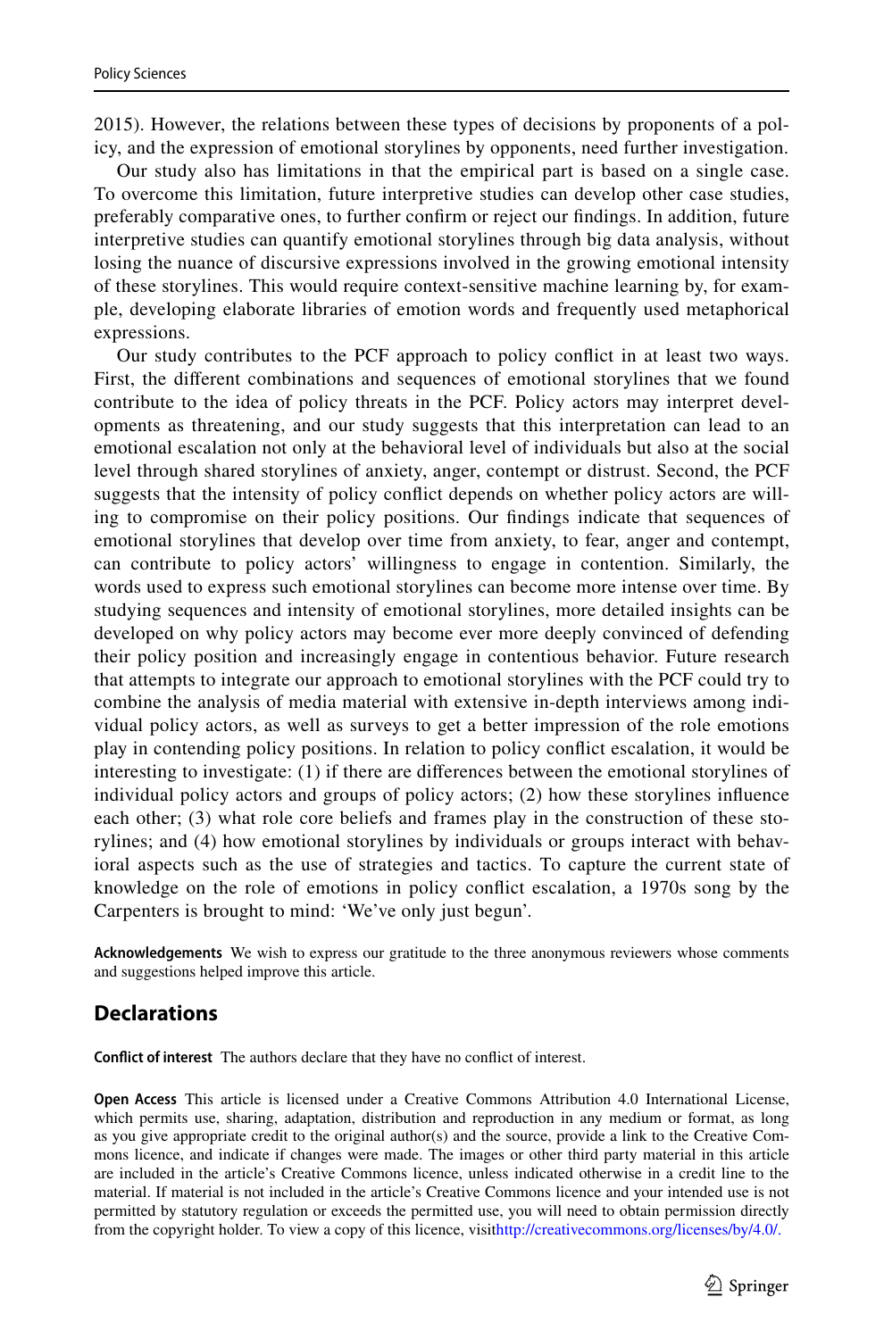2015). However, the relations between these types of decisions by proponents of a policy, and the expression of emotional storylines by opponents, need further investigation.

Our study also has limitations in that the empirical part is based on a single case. To overcome this limitation, future interpretive studies can develop other case studies, preferably comparative ones, to further confirm or reject our findings. In addition, future interpretive studies can quantify emotional storylines through big data analysis, without losing the nuance of discursive expressions involved in the growing emotional intensity of these storylines. This would require context-sensitive machine learning by, for example, developing elaborate libraries of emotion words and frequently used metaphorical expressions.

Our study contributes to the PCF approach to policy conflict in at least two ways. First, the different combinations and sequences of emotional storylines that we found contribute to the idea of policy threats in the PCF. Policy actors may interpret developments as threatening, and our study suggests that this interpretation can lead to an emotional escalation not only at the behavioral level of individuals but also at the social level through shared storylines of anxiety, anger, contempt or distrust. Second, the PCF suggests that the intensity of policy conflict depends on whether policy actors are willing to compromise on their policy positions. Our findings indicate that sequences of emotional storylines that develop over time from anxiety, to fear, anger and contempt, can contribute to policy actors' willingness to engage in contention. Similarly, the words used to express such emotional storylines can become more intense over time. By studying sequences and intensity of emotional storylines, more detailed insights can be developed on why policy actors may become ever more deeply convinced of defending their policy position and increasingly engage in contentious behavior. Future research that attempts to integrate our approach to emotional storylines with the PCF could try to combine the analysis of media material with extensive in-depth interviews among individual policy actors, as well as surveys to get a better impression of the role emotions play in contending policy positions. In relation to policy conflict escalation, it would be interesting to investigate: (1) if there are differences between the emotional storylines of individual policy actors and groups of policy actors; (2) how these storylines influence each other; (3) what role core beliefs and frames play in the construction of these storylines; and (4) how emotional storylines by individuals or groups interact with behavioral aspects such as the use of strategies and tactics. To capture the current state of knowledge on the role of emotions in policy conflict escalation, a 1970s song by the Carpenters is brought to mind: 'We've only just begun'.

**Acknowledgements** We wish to express our gratitude to the three anonymous reviewers whose comments and suggestions helped improve this article.

## Declarations

**Conflict of interest** The authors declare that they have no conflict of interest.

**Open Access** This article is licensed under a Creative Commons Attribution 4.0 International License, which permits use, sharing, adaptation, distribution and reproduction in any medium or format, as long as you give appropriate credit to the original author(s) and the source, provide a link to the Creative Commons licence, and indicate if changes were made. The images or other third party material in this article are included in the article's Creative Commons licence, unless indicated otherwise in a credit line to the material. If material is not included in the article's Creative Commons licence and your intended use is not permitted by statutory regulation or exceeds the permitted use, you will need to obtain permission directly from the copyright holder. To view a copy of this licence, visithttp://creativecommons.org/licenses/by/4.0/.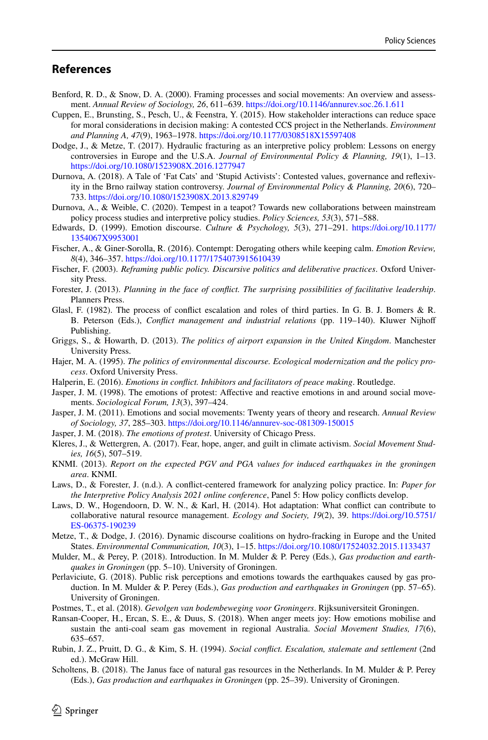## References

Benford, R. D., & Snow, D. A. (2000). Framing processes and social movements: An overview and assessment. *Annual Review of Sociology, 26*, 611–639. https://doi.org/10.1146/annurev.soc.26.1.611

Cuppen, E., Brunsting, S., Pesch, U., & Feenstra, Y. (2015). How stakeholder interactions can reduce space for moral considerations in decision making: A contested CCS project in the Netherlands. *Environment and Planning A, 47*(9), 1963–1978. https://doi.org/10.1177/0308518X15597408

Dodge, J., & Metze, T. (2017). Hydraulic fracturing as an interpretive policy problem: Lessons on energy controversies in Europe and the U.S.A. *Journal of Environmental Policy & Planning, 19*(1), 1–13. https://doi.org/10.1080/1523908X.2016.1277947

Durnova, A. (2018). A Tale of 'Fat Cats' and 'Stupid Activists': Contested values, governance and reflexivity in the Brno railway station controversy. *Journal of Environmental Policy & Planning, 20*(6), 720–733. https://doi.org/10.1080/1523908X.2013.829749

Durnova, A., & Weible, C. (2020). Tempest in a teapot? Towards new collaborations between mainstream policy process studies and interpretive policy studies. *Policy Sciences, 53*(3), 571–588.

Edwards, D. (1999). Emotion discourse. *Culture & Psychology, 5*(3), 271–291. https://doi.org/10.1177/1354067X9953001

Fischer, A., & Giner-Sorolla, R. (2016). Contempt: Derogating others while keeping calm. *Emotion Review, 8*(4), 346–357. https://doi.org/10.1177/1754073915610439

Fischer, F. (2003). *Reframing public policy. Discursive politics and deliberative practices*. Oxford University Press.

Forester, J. (2013). *Planning in the face of conflict. The surprising possibilities of facilitative leadership*. Planners Press.

Glasl, F. (1982). The process of conflict escalation and roles of third parties. In G. B. J. Bomers & R. B. Peterson (Eds.), *Conflict management and industrial relations* (pp. 119–140). Kluwer Nijhoff Publishing.

Griggs, S., & Howarth, D. (2013). *The politics of airport expansion in the United Kingdom*. Manchester University Press.

Hajer, M. A. (1995). *The politics of environmental discourse. Ecological modernization and the policy process*. Oxford University Press.

Halperin, E. (2016). *Emotions in conflict. Inhibitors and facilitators of peace making*. Routledge.

Jasper, J. M. (1998). The emotions of protest: Affective and reactive emotions in and around social movements. *Sociological Forum, 13*(3), 397–424.

Jasper, J. M. (2011). Emotions and social movements: Twenty years of theory and research. *Annual Review of Sociology, 37*, 285–303. https://doi.org/10.1146/annurev-soc-081309-150015

Jasper, J. M. (2018). *The emotions of protest*. University of Chicago Press.

Kleres, J., & Wettergren, A. (2017). Fear, hope, anger, and guilt in climate activism. *Social Movement Studies, 16*(5), 507–519.

KNMI. (2013). *Report on the expected PGV and PGA values for induced earthquakes in the groningen area*. KNMI.

Laws, D., & Forester, J. (n.d.). A conflict-centered framework for analyzing policy practice. In: *Paper for the Interpretive Policy Analysis 2021 online conference*, Panel 5: How policy conflicts develop.

Laws, D. W., Hogendoorn, D. W. N., & Karl, H. (2014). Hot adaptation: What conflict can contribute to collaborative natural resource management. *Ecology and Society, 19*(2), 39. https://doi.org/10.5751/ES-06375-190239

Metze, T., & Dodge, J. (2016). Dynamic discourse coalitions on hydro-fracking in Europe and the United States. *Environmental Communication, 10*(3), 1–15. https://doi.org/10.1080/17524032.2015.1133437

Mulder, M., & Perey, P. (2018). Introduction. In M. Mulder & P. Perey (Eds.), *Gas production and earthquakes in Groningen* (pp. 5–10). University of Groningen.

Perlaviciute, G. (2018). Public risk perceptions and emotions towards the earthquakes caused by gas production. In M. Mulder & P. Perey (Eds.), *Gas production and earthquakes in Groningen* (pp. 57–65). University of Groningen.

Postmes, T., et al. (2018). *Gevolgen van bodembeweging voor Groningers*. Rijksuniversiteit Groningen.

Ransan-Cooper, H., Ercan, S. E., & Duus, S. (2018). When anger meets joy: How emotions mobilise and sustain the anti-coal seam gas movement in regional Australia. *Social Movement Studies, 17*(6), 635–657.

Rubin, J. Z., Pruitt, D. G., & Kim, S. H. (1994). *Social conflict. Escalation, stalemate and settlement* (2nd ed.). McGraw Hill.

Scholtens, B. (2018). The Janus face of natural gas resources in the Netherlands. In M. Mulder & P. Perey (Eds.), *Gas production and earthquakes in Groningen* (pp. 25–39). University of Groningen.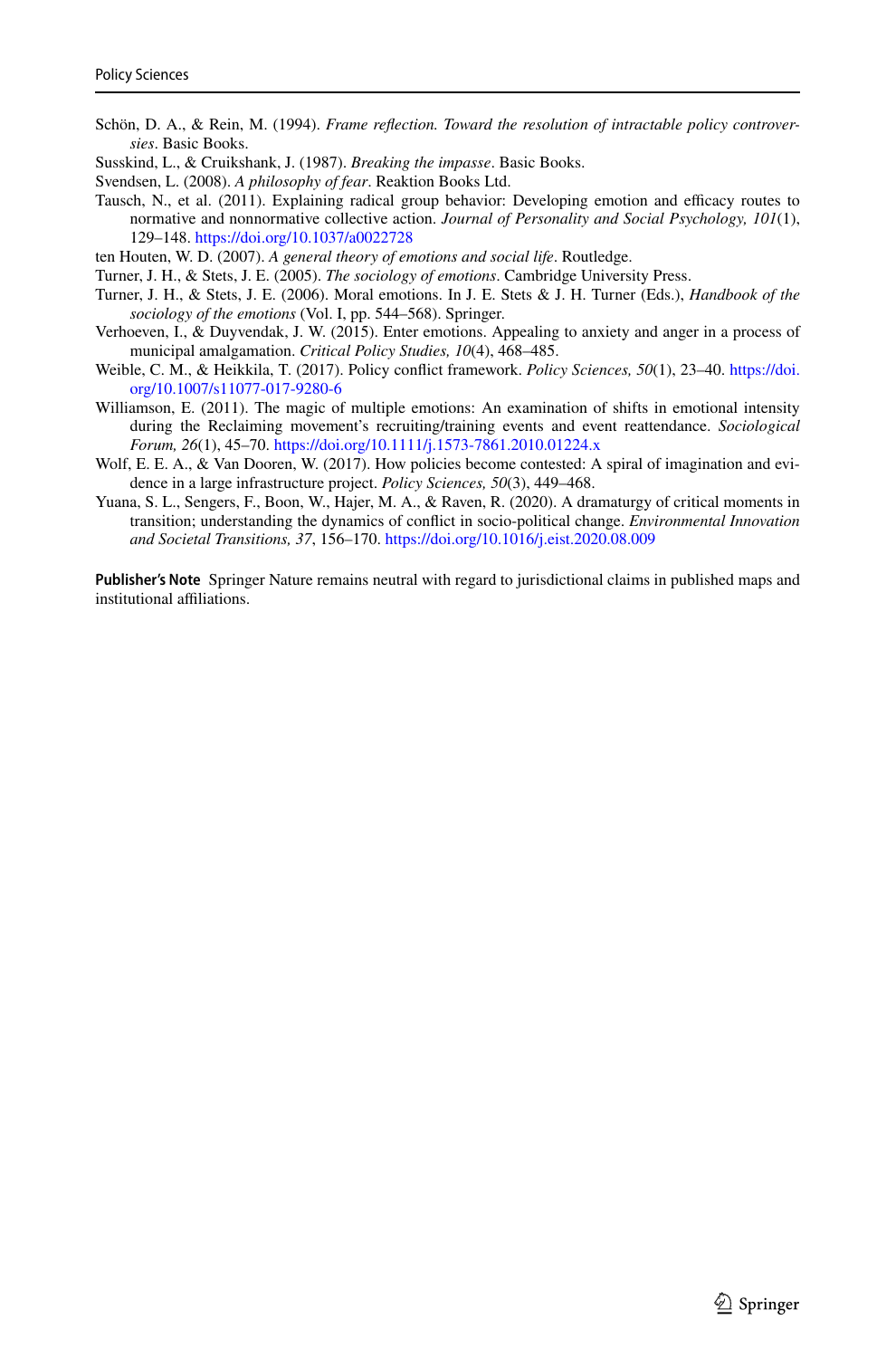Schön, D. A., & Rein, M. (1994). *Frame reflection. Toward the resolution of intractable policy controversies*. Basic Books.

Susskind, L., & Cruikshank, J. (1987). *Breaking the impasse*. Basic Books.

Svendsen, L. (2008). *A philosophy of fear*. Reaktion Books Ltd.

Tausch, N., et al. (2011). Explaining radical group behavior: Developing emotion and efficacy routes to normative and nonnormative collective action. *Journal of Personality and Social Psychology, 101*(1), 129–148. https://doi.org/10.1037/a0022728

ten Houten, W. D. (2007). *A general theory of emotions and social life*. Routledge.

Turner, J. H., & Stets, J. E. (2005). *The sociology of emotions*. Cambridge University Press.

Turner, J. H., & Stets, J. E. (2006). Moral emotions. In J. E. Stets & J. H. Turner (Eds.), *Handbook of the sociology of the emotions* (Vol. I, pp. 544–568). Springer.

Verhoeven, I., & Duyvendak, J. W. (2015). Enter emotions. Appealing to anxiety and anger in a process of municipal amalgamation. *Critical Policy Studies, 10*(4), 468–485.

Weible, C. M., & Heikkila, T. (2017). Policy conflict framework. *Policy Sciences, 50*(1), 23–40. https://doi.org/10.1007/s11077-017-9280-6

Williamson, E. (2011). The magic of multiple emotions: An examination of shifts in emotional intensity during the Reclaiming movement's recruiting/training events and event reattendance. *Sociological Forum, 26*(1), 45–70. https://doi.org/10.1111/j.1573-7861.2010.01224.x

Wolf, E. E. A., & Van Dooren, W. (2017). How policies become contested: A spiral of imagination and evidence in a large infrastructure project. *Policy Sciences, 50*(3), 449–468.

Yuana, S. L., Sengers, F., Boon, W., Hajer, M. A., & Raven, R. (2020). A dramaturgy of critical moments in transition; understanding the dynamics of conflict in socio-political change. *Environmental Innovation and Societal Transitions, 37*, 156–170. https://doi.org/10.1016/j.eist.2020.08.009

**Publisher's Note** Springer Nature remains neutral with regard to jurisdictional claims in published maps and institutional affiliations.